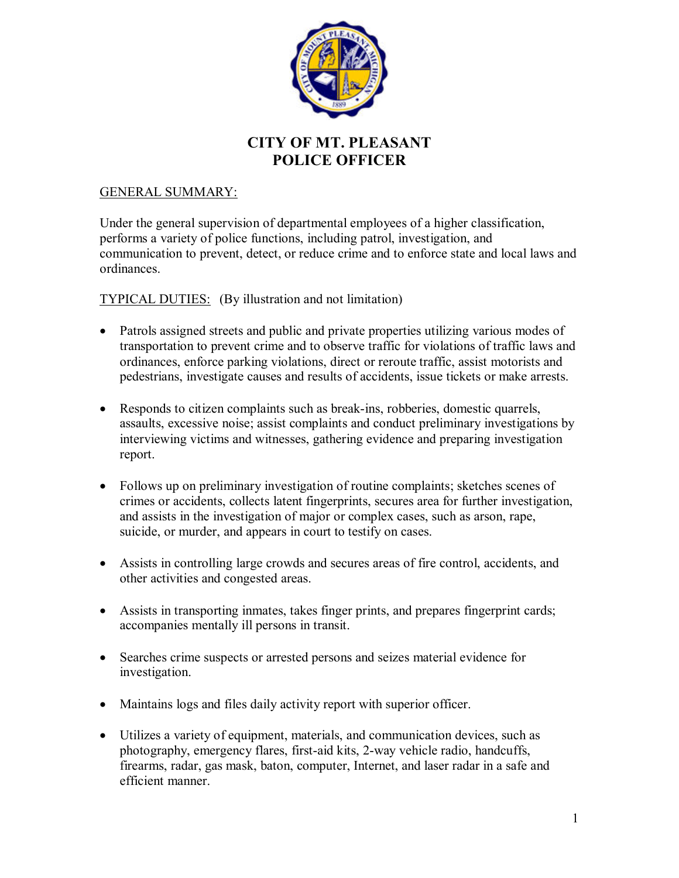# CITY OF MT. PLEASANT
# POLICE OFFICER

GENERAL SUMMARY:

Under the general supervision of departmental employees of a higher classification, performs a variety of police functions, including patrol, investigation, and communication to prevent, detect, or reduce crime and to enforce state and local laws and ordinances.

TYPICAL DUTIES: (By illustration and not limitation)

- Patrols assigned streets and public and private properties utilizing various modes of transportation to prevent crime and to observe traffic for violations of traffic laws and ordinances, enforce parking violations, direct or reroute traffic, assist motorists and pedestrians, investigate causes and results of accidents, issue tickets or make arrests.

- Responds to citizen complaints such as break-ins, robberies, domestic quarrels, assaults, excessive noise; assist complaints and conduct preliminary investigations by interviewing victims and witnesses, gathering evidence and preparing investigation report.

- Follows up on preliminary investigation of routine complaints; sketches scenes of crimes or accidents, collects latent fingerprints, secures area for further investigation, and assists in the investigation of major or complex cases, such as arson, rape, suicide, or murder, and appears in court to testify on cases.

- Assists in controlling large crowds and secures areas of fire control, accidents, and other activities and congested areas.

- Assists in transporting inmates, takes finger prints, and prepares fingerprint cards; accompanies mentally ill persons in transit.

- Searches crime suspects or arrested persons and seizes material evidence for investigation.

- Maintains logs and files daily activity report with superior officer.

- Utilizes a variety of equipment, materials, and communication devices, such as photography, emergency flares, first-aid kits, 2-way vehicle radio, handcuffs, firearms, radar, gas mask, baton, computer, Internet, and laser radar in a safe and efficient manner.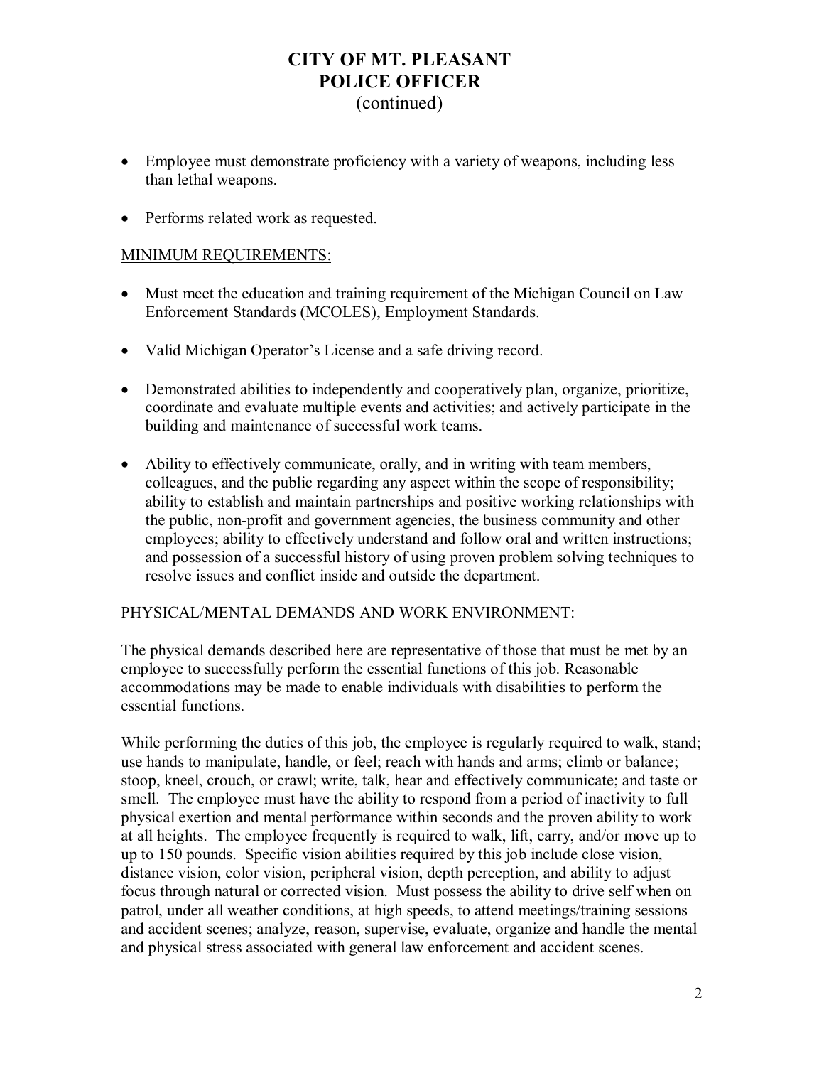# CITY OF MT. PLEASANT
# POLICE OFFICER
(continued)

- Employee must demonstrate proficiency with a variety of weapons, including less than lethal weapons.
- Performs related work as requested.

## MINIMUM REQUIREMENTS:

- Must meet the education and training requirement of the Michigan Council on Law Enforcement Standards (MCOLES), Employment Standards.
- Valid Michigan Operator's License and a safe driving record.
- Demonstrated abilities to independently and cooperatively plan, organize, prioritize, coordinate and evaluate multiple events and activities; and actively participate in the building and maintenance of successful work teams.
- Ability to effectively communicate, orally, and in writing with team members, colleagues, and the public regarding any aspect within the scope of responsibility; ability to establish and maintain partnerships and positive working relationships with the public, non-profit and government agencies, the business community and other employees; ability to effectively understand and follow oral and written instructions; and possession of a successful history of using proven problem solving techniques to resolve issues and conflict inside and outside the department.

## PHYSICAL/MENTAL DEMANDS AND WORK ENVIRONMENT:

The physical demands described here are representative of those that must be met by an employee to successfully perform the essential functions of this job. Reasonable accommodations may be made to enable individuals with disabilities to perform the essential functions.

While performing the duties of this job, the employee is regularly required to walk, stand; use hands to manipulate, handle, or feel; reach with hands and arms; climb or balance; stoop, kneel, crouch, or crawl; write, talk, hear and effectively communicate; and taste or smell. The employee must have the ability to respond from a period of inactivity to full physical exertion and mental performance within seconds and the proven ability to work at all heights. The employee frequently is required to walk, lift, carry, and/or move up to up to 150 pounds. Specific vision abilities required by this job include close vision, distance vision, color vision, peripheral vision, depth perception, and ability to adjust focus through natural or corrected vision. Must possess the ability to drive self when on patrol, under all weather conditions, at high speeds, to attend meetings/training sessions and accident scenes; analyze, reason, supervise, evaluate, organize and handle the mental and physical stress associated with general law enforcement and accident scenes.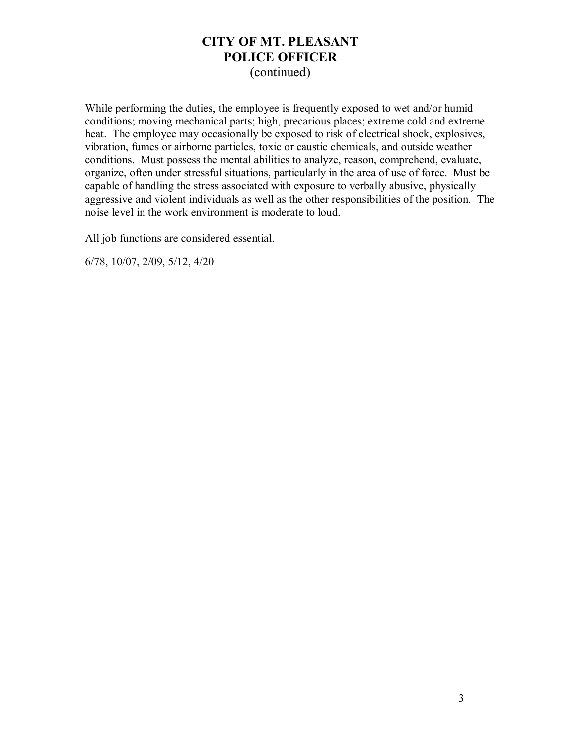# CITY OF MT. PLEASANT
# POLICE OFFICER
(continued)

While performing the duties, the employee is frequently exposed to wet and/or humid conditions; moving mechanical parts; high, precarious places; extreme cold and extreme heat. The employee may occasionally be exposed to risk of electrical shock, explosives, vibration, fumes or airborne particles, toxic or caustic chemicals, and outside weather conditions. Must possess the mental abilities to analyze, reason, comprehend, evaluate, organize, often under stressful situations, particularly in the area of use of force. Must be capable of handling the stress associated with exposure to verbally abusive, physically aggressive and violent individuals as well as the other responsibilities of the position. The noise level in the work environment is moderate to loud.

All job functions are considered essential.

6/78, 10/07, 2/09, 5/12, 4/20